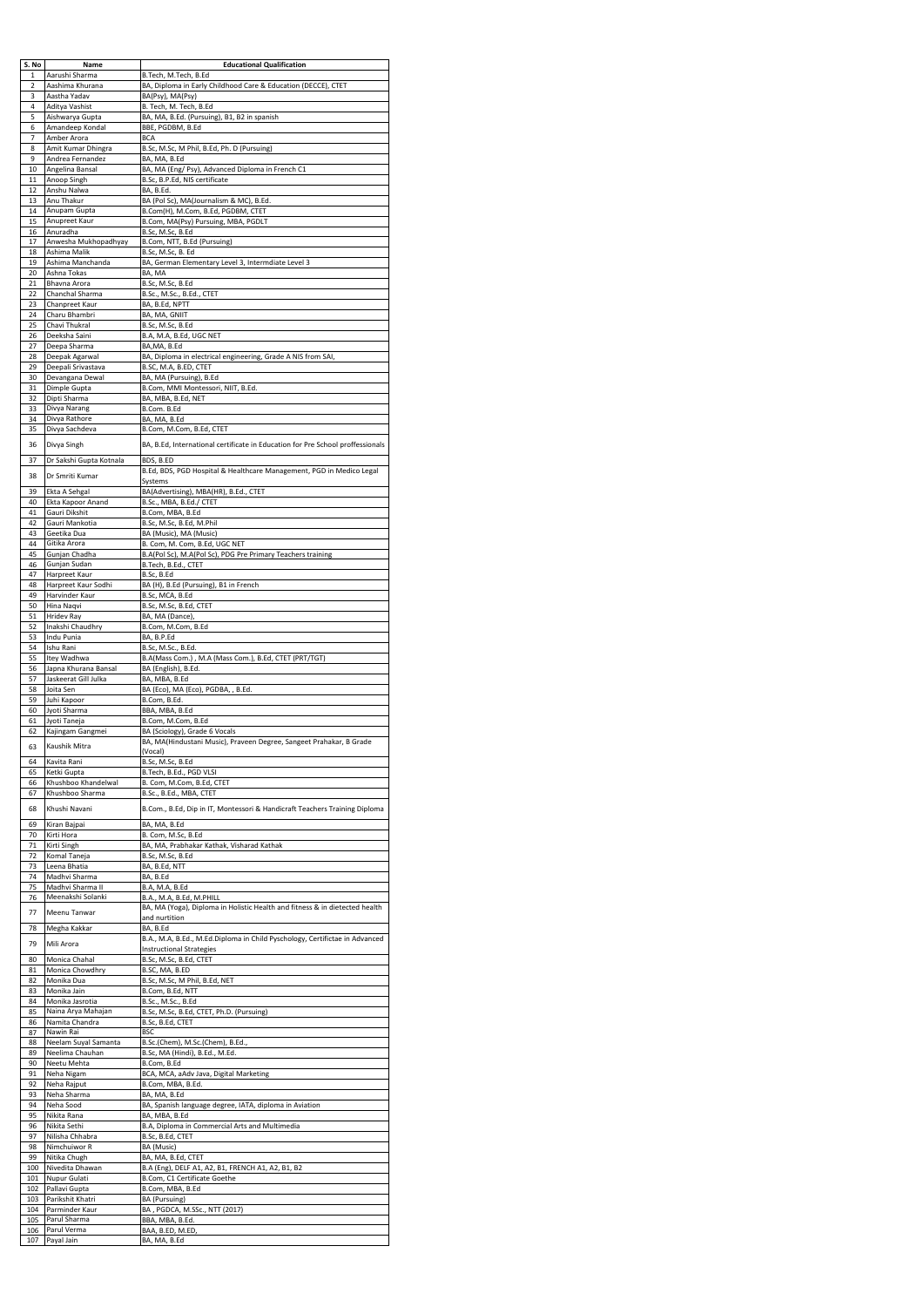| S. No | Name | Educational Qualification |
|---|---|---|
| 1 | Aarushi Sharma | B.Tech, M.Tech, B.Ed |
| 2 | Aashima Khurana | BA, Diploma in Early Childhood Care & Education (DECCE), CTET |
| 3 | Aastha Yadav | BA(Psy), MA(Psy) |
| 4 | Aditya Vashist | B. Tech, M. Tech, B.Ed |
| 5 | Aishwarya Gupta | BA, MA, B.Ed. (Pursuing), B1, B2 in spanish |
| 6 | Amandeep Kondal | BBE, PGDBM, B.Ed |
| 7 | Amber Arora | BCA |
| 8 | Amit Kumar Dhingra | B.Sc, M.Sc, M Phil, B.Ed, Ph. D (Pursuing) |
| 9 | Andrea Fernandez | BA, MA, B.Ed |
| 10 | Angelina Bansal | BA, MA (Eng/ Psy), Advanced Diploma in French C1 |
| 11 | Anoop Singh | B.Sc, B.P.Ed, NIS certificate |
| 12 | Anshu Nalwa | BA, B.Ed. |
| 13 | Anu Thakur | BA (Pol Sc), MA(Journalism & MC), B.Ed. |
| 14 | Anupam Gupta | B.Com(H), M.Com, B.Ed, PGDBM, CTET |
| 15 | Anupreet Kaur | B.Com, MA(Psy) Pursuing, MBA, PGDLT |
| 16 | Anuradha | B.Sc, M.Sc, B.Ed |
| 17 | Anwesha Mukhopadhyay | B.Com, NTT, B.Ed (Pursuing) |
| 18 | Ashima Malik | B.Sc, M.Sc, B. Ed |
| 19 | Ashima Manchanda | BA, German Elementary Level 3, Intermdiate Level 3 |
| 20 | Ashna Tokas | BA, MA |
| 21 | Bhavna Arora | B.Sc, M.Sc, B.Ed |
| 22 | Chanchal Sharma | B.Sc., M.Sc., B.Ed., CTET |
| 23 | Chanpreet Kaur | BA, B.Ed, NPTT |
| 24 | Charu Bhambri | BA, MA, GNIIT |
| 25 | Chavi Thukral | B.Sc, M.Sc, B.Ed |
| 26 | Deeksha Saini | B.A, M.A, B.Ed, UGC NET |
| 27 | Deepa Sharma | BA,MA, B.Ed |
| 28 | Deepak Agarwal | BA, Diploma in electrical engineering, Grade A NIS from SAI, |
| 29 | Deepali Srivastava | B.SC, M.A, B.ED, CTET |
| 30 | Devangana Dewal | BA, MA (Pursuing), B.Ed |
| 31 | Dimple Gupta | B.Com, MMI Montessori, NIIT, B.Ed. |
| 32 | Dipti Sharma | BA, MBA, B.Ed, NET |
| 33 | Divya Narang | B.Com. B.Ed |
| 34 | Divya Rathore | BA, MA, B.Ed |
| 35 | Divya Sachdeva | B.Com, M.Com, B.Ed, CTET |
| 36 | Divya Singh | BA, B.Ed, International certificate in Education for Pre School proffessionals |
| 37 | Dr Sakshi Gupta Kotnala | BDS, B.ED |
| 38 | Dr Smriti Kumar | B.Ed, BDS, PGD Hospital & Healthcare Management, PGD in Medico Legal Systems |
| 39 | Ekta A Sehgal | BA(Advertising), MBA(HR), B.Ed., CTET |
| 40 | Ekta Kapoor Anand | B.Sc., MBA, B.Ed./ CTET |
| 41 | Gauri Dikshit | B.Com, MBA, B.Ed |
| 42 | Gauri Mankotia | B.Sc, M.Sc, B.Ed, M.Phil |
| 43 | Geetika Dua | BA (Music), MA (Music) |
| 44 | Gitika Arora | B. Com, M. Com, B.Ed, UGC NET |
| 45 | Gunjan Chadha | B.A(Pol Sc), M.A(Pol Sc), PDG Pre Primary Teachers training |
| 46 | Gunjan Sudan | B.Tech, B.Ed., CTET |
| 47 | Harpreet Kaur | B.Sc, B.Ed |
| 48 | Harpreet Kaur Sodhi | BA (H), B.Ed (Pursuing), B1 in French |
| 49 | Harvinder Kaur | B.Sc, MCA, B.Ed |
| 50 | Hina Naqvi | B.Sc, M.Sc, B.Ed, CTET |
| 51 | Hridev Ray | BA, MA (Dance), |
| 52 | Inakshi Chaudhry | B.Com, M.Com, B.Ed |
| 53 | Indu Punia | BA, B.P.Ed |
| 54 | Ishu Rani | B.Sc, M.Sc., B.Ed. |
| 55 | Itey Wadhwa | B.A(Mass Com.) , M.A (Mass Com.), B.Ed, CTET (PRT/TGT) |
| 56 | Japna Khurana Bansal | BA (English), B.Ed. |
| 57 | Jaskeerat Gill Julka | BA, MBA, B.Ed |
| 58 | Joita Sen | BA (Eco), MA (Eco), PGDBA, , B.Ed. |
| 59 | Juhi Kapoor | B.Com, B.Ed. |
| 60 | Jyoti Sharma | BBA, MBA, B.Ed |
| 61 | Jyoti Taneja | B.Com, M.Com, B.Ed |
| 62 | Kajingam Gangmei | BA (Sciology), Grade 6 Vocals |
| 63 | Kaushik Mitra | BA, MA(Hindustani Music), Praveen Degree, Sangeet Prahakar, B Grade (Vocal) |
| 64 | Kavita Rani | B.Sc, M.Sc, B.Ed |
| 65 | Ketki Gupta | B.Tech, B.Ed., PGD VLSI |
| 66 | Khushboo Khandelwal | B. Com, M.Com, B.Ed, CTET |
| 67 | Khushboo Sharma | B.Sc., B.Ed., MBA, CTET |
| 68 | Khushi Navani | B.Com., B.Ed, Dip in IT, Montessori & Handicraft Teachers Training Diploma |
| 69 | Kiran Bajpai | BA, MA, B.Ed |
| 70 | Kirti Hora | B. Com, M.Sc, B.Ed |
| 71 | Kirti Singh | BA, MA, Prabhakar Kathak, Visharad Kathak |
| 72 | Komal Taneja | B.Sc, M.Sc, B.Ed |
| 73 | Leena Bhatia | BA, B.Ed, NTT |
| 74 | Madhvi Sharma | BA, B.Ed |
| 75 | Madhvi Sharma II | B.A, M.A, B.Ed |
| 76 | Meenakshi Solanki | B.A., M.A, B.Ed, M.PHILL |
| 77 | Meenu Tanwar | BA, MA (Yoga), Diploma in Holistic Health and fitness & in dietected health and nurtition |
| 78 | Megha Kakkar | BA, B.Ed |
| 79 | Mili Arora | B.A., M.A, B.Ed., M.Ed.Diploma in Child Pyschology, Certifictae in Advanced Instructional Strategies |
| 80 | Monica Chahal | B.Sc, M.Sc, B.Ed, CTET |
| 81 | Monica Chowdhry | B.SC, MA, B.ED |
| 82 | Monika Dua | B.Sc, M.Sc, M Phil, B.Ed, NET |
| 83 | Monika Jain | B.Com, B.Ed, NTT |
| 84 | Monika Jasrotia | B.Sc., M.Sc., B.Ed |
| 85 | Naina Arya Mahajan | B.Sc, M.Sc, B.Ed, CTET, Ph.D. (Pursuing) |
| 86 | Namita Chandra | B.Sc, B.Ed, CTET |
| 87 | Nawin Rai | BSC |
| 88 | Neelam Suyal Samanta | B.Sc.(Chem), M.Sc.(Chem), B.Ed., |
| 89 | Neelima Chauhan | B.Sc, MA (Hindi), B.Ed., M.Ed. |
| 90 | Neetu Mehta | B.Com, B.Ed |
| 91 | Neha Nigam | BCA, MCA, aAdv Java, Digital Marketing |
| 92 | Neha Rajput | B.Com, MBA, B.Ed. |
| 93 | Neha Sharma | BA, MA, B.Ed |
| 94 | Neha Sood | BA, Spanish language degree, IATA, diploma in Aviation |
| 95 | Nikita Rana | BA, MBA, B.Ed |
| 96 | Nikita Sethi | B.A, Diploma in Commercial Arts and Multimedia |
| 97 | Nilisha Chhabra | B.Sc, B.Ed, CTET |
| 98 | Nimchuiwor R | BA (Music) |
| 99 | Nitika Chugh | BA, MA, B.Ed, CTET |
| 100 | Nivedita Dhawan | B.A (Eng), DELF A1, A2, B1, FRENCH A1, A2, B1, B2 |
| 101 | Nupur Gulati | B.Com, C1 Certificate Goethe |
| 102 | Pallavi Gupta | B.Com, MBA, B.Ed |
| 103 | Parikshit Khatri | BA (Pursuing) |
| 104 | Parminder Kaur | BA , PGDCA, M.SSc., NTT (2017) |
| 105 | Parul Sharma | BBA, MBA, B.Ed. |
| 106 | Parul Verma | BAA, B.ED, M.ED, |
| 107 | Payal Jain | BA, MA, B.Ed |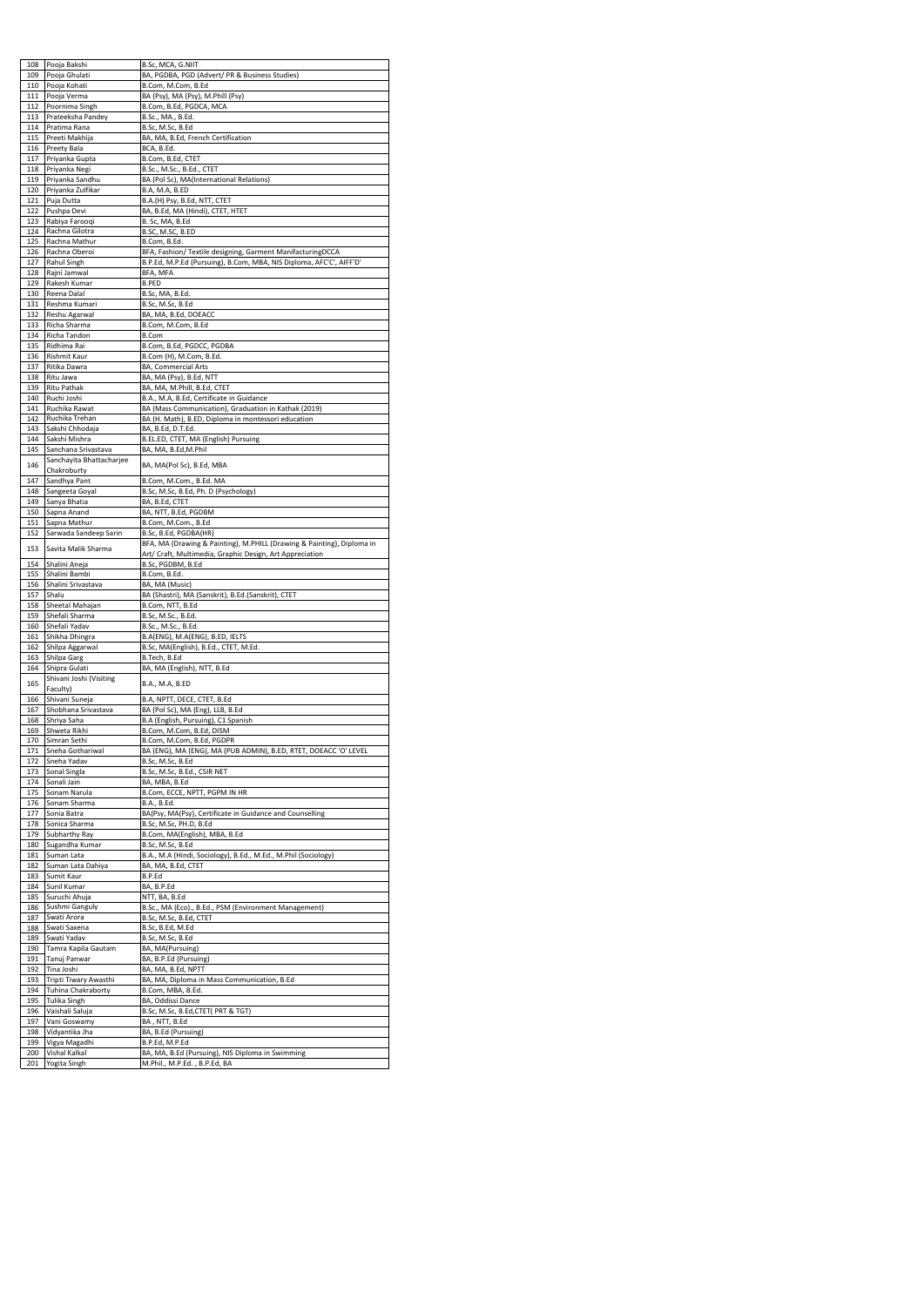| | | |
|---|---|---|
| 108 | Pooja Bakshi | B.Sc, MCA, G.NIIT |
| 109 | Pooja Ghulati | BA, PGDBA, PGD (Advert/ PR & Business Studies) |
| 110 | Pooja Kohati | B.Com, M.Com, B.Ed |
| 111 | Pooja Verma | BA (Psy), MA (Psy), M.Phill (Psy) |
| 112 | Poornima Singh | B.Com, B.Ed, PGDCA, MCA |
| 113 | Prateeksha Pandey | B.Sc., MA., B.Ed. |
| 114 | Pratima Rana | B.Sc, M.Sc, B.Ed |
| 115 | Preeti Makhija | BA, MA, B.Ed, French Certification |
| 116 | Preety Bala | BCA, B.Ed. |
| 117 | Priyanka Gupta | B.Com, B.Ed, CTET |
| 118 | Priyanka Negi | B.Sc., M.Sc., B.Ed., CTET |
| 119 | Priyanka Sandhu | BA (Pol Sc), MA(International Relations) |
| 120 | Priyanka Zulfikar | B.A, M.A, B.ED |
| 121 | Puja Dutta | B.A.(H) Psy, B.Ed, NTT, CTET |
| 122 | Pushpa Devi | BA, B.Ed, MA (Hindi), CTET, HTET |
| 123 | Rabiya Farooqi | B. Sc, MA, B.Ed |
| 124 | Rachna Gilotra | B.SC, M.SC, B.ED |
| 125 | Rachna Mathur | B.Com, B.Ed. |
| 126 | Rachna Oberoi | BFA, Fashion/ Textile designing, Garment ManifacturingDCCA |
| 127 | Rahul Singh | B.P.Ed, M.P.Ed (Pursuing), B.Com, MBA, NIS Diploma, AFC'C', AIFF'D' |
| 128 | Rajni Jamwal | BFA, MFA |
| 129 | Rakesh Kumar | B.PED |
| 130 | Reena Dalal | B.Sc, MA, B.Ed. |
| 131 | Reshma Kumari | B.Sc, M.Sc, B.Ed |
| 132 | Reshu Agarwal | BA, MA, B.Ed, DOEACC |
| 133 | Richa Sharma | B.Com, M.Com, B.Ed |
| 134 | Richa Tandon | B.Com |
| 135 | Ridhima Rai | B.Com, B.Ed, PGDCC, PGDBA |
| 136 | Rishmit Kaur | B.Com (H), M.Com, B.Ed. |
| 137 | Ritika Dawra | BA, Commercial Arts |
| 138 | Ritu Jawa | BA, MA (Psy), B.Ed, NTT |
| 139 | Ritu Pathak | BA, MA, M.Phill, B.Ed, CTET |
| 140 | Ruchi Joshi | B.A., M.A, B.Ed, Certificate in Guidance |
| 141 | Ruchika Rawat | BA (Mass Communication), Graduation in Kathak (2019) |
| 142 | Ruchika Trehan | BA (H. Math), B.ED, Diploma in montessori education |
| 143 | Sakshi Chhodaja | BA, B.Ed, D.T.Ed. |
| 144 | Sakshi Mishra | B.EL.ED, CTET, MA (English) Pursuing |
| 145 | Sanchana Srivastava | BA, MA, B.Ed,M.Phil |
| 146 | Sanchayita Bhattacharjee Chakroburty | BA, MA(Pol Sc), B.Ed, MBA |
| 147 | Sandhya Pant | B.Com, M.Com., B.Ed. MA |
| 148 | Sangeeta Goyal | B.Sc, M.Sc, B.Ed, Ph. D (Psychology) |
| 149 | Sanya Bhatia | BA, B.Ed, CTET |
| 150 | Sapna Anand | BA, NTT, B.Ed, PGDBM |
| 151 | Sapna Mathur | B.Com, M.Com., B.Ed |
| 152 | Sarwada Sandeep Sarin | B.Sc, B.Ed, PGDBA(HR) |
| 153 | Savita Malik Sharma | BFA, MA (Drawing & Painting), M.PHILL (Drawing & Painting), Diploma in Art/ Craft, Multimedia, Graphic Design, Art Appreciation |
| 154 | Shalini Aneja | B.Sc, PGDBM, B.Ed |
| 155 | Shalini Bambi | B.Com, B.Ed. |
| 156 | Shalini Srivastava | BA, MA (Music) |
| 157 | Shalu | BA (Shastri), MA (Sanskrit), B.Ed.(Sanskrit), CTET |
| 158 | Sheetal Mahajan | B.Com, NTT, B.Ed |
| 159 | Shefali Sharma | B.Sc, M.Sc., B.Ed. |
| 160 | Shefali Yadav | B.Sc., M.Sc., B.Ed. |
| 161 | Shikha Dhingra | B.A(ENG), M.A(ENG), B.ED, IELTS |
| 162 | Shilpa Aggarwal | B.Sc, MA(English), B.Ed., CTET, M.Ed. |
| 163 | Shilpa Garg | B.Tech, B.Ed |
| 164 | Shipra Gulati | BA, MA (English), NTT, B.Ed |
| 165 | Shivani Joshi (Visiting Faculty) | B.A., M.A, B.ED |
| 166 | Shivani Suneja | B.A, NPTT, DECE, CTET, B.Ed |
| 167 | Shobhana Srivastava | BA (Pol Sc), MA (Eng), LLB, B.Ed |
| 168 | Shriya Saha | B.A (English, Pursuing), C1 Spanish |
| 169 | Shweta Rikhi | B.Com, M.Com, B.Ed, DISM |
| 170 | Simran Sethi | B.Com, M.Com, B.Ed, PGDPR |
| 171 | Sneha Gotharіwal | BA (ENG), MA (ENG), MA (PUB ADMIN), B.ED, RTET, DOEACC 'O' LEVEL |
| 172 | Sneha Yadav | B.Sc, M.Sc, B.Ed |
| 173 | Sonal Singla | B.Sc, M.Sc, B.Ed., CSIR NET |
| 174 | Sonali Jain | BA, MBA, B.Ed |
| 175 | Sonam Narula | B.Com, ECCE, NPTT, PGPM IN HR |
| 176 | Sonam Sharma | B.A., B.Ed. |
| 177 | Sonia Batra | BA(Psy, MA(Psy), Certificate in Guidance and Counselling |
| 178 | Sonica Sharma | B.Sc, M.Sc, PH.D, B.Ed |
| 179 | Subharthy Ray | B.Com, MA(English), MBA, B.Ed |
| 180 | Sugandha Kumar | B.Sc, M.Sc, B.Ed |
| 181 | Suman Lata | B.A., M.A (Hindi, Sociology), B.Ed., M.Ed., M.Phil (Sociology) |
| 182 | Suman Lata Dahiya | BA, MA, B.Ed, CTET |
| 183 | Sumit Kaur | B.P.Ed |
| 184 | Sunil Kumar | BA, B.P.Ed |
| 185 | Suruchi Ahuja | NTT, BA, B.Ed |
| 186 | Sushmi Ganguly | B.Sc., MA (Eco)., B.Ed., PSM (Environment Management) |
| 187 | Swati Arora | B.Sc, M.Sc, B.Ed, CTET |
| 188 | Swati Saxena | B.Sc, B.Ed, M.Ed |
| 189 | Swati Yadav | B.Sc, M.Sc, B.Ed |
| 190 | Tamra Kapila Gautam | BA, MA(Pursuing) |
| 191 | Tanuj Panwar | BA, B.P.Ed (Pursuing) |
| 192 | Tina Joshi | BA, MA, B.Ed, NPTT |
| 193 | Tripti Tiwary Awasthi | BA, MA, Diploma in Mass Communication, B.Ed |
| 194 | Tuhina Chakraborty | B.Com, MBA, B.Ed. |
| 195 | Tulika Singh | BA, Oddissi Dance |
| 196 | Vaishali Saluja | B.Sc, M.Sc, B.Ed,CTET( PRT & TGT) |
| 197 | Vani Goswamy | BA , NTT, B.Ed |
| 198 | Vidyantika Jha | BA, B.Ed (Pursuing) |
| 199 | Vigya Magadhi | B.P.Ed, M.P.Ed |
| 200 | Vishal Kalkal | BA, MA, B.Ed (Pursuing), NIS Diploma in Swimming |
| 201 | Yogita Singh | M.Phil., M.P.Ed. , B.P.Ed, BA |